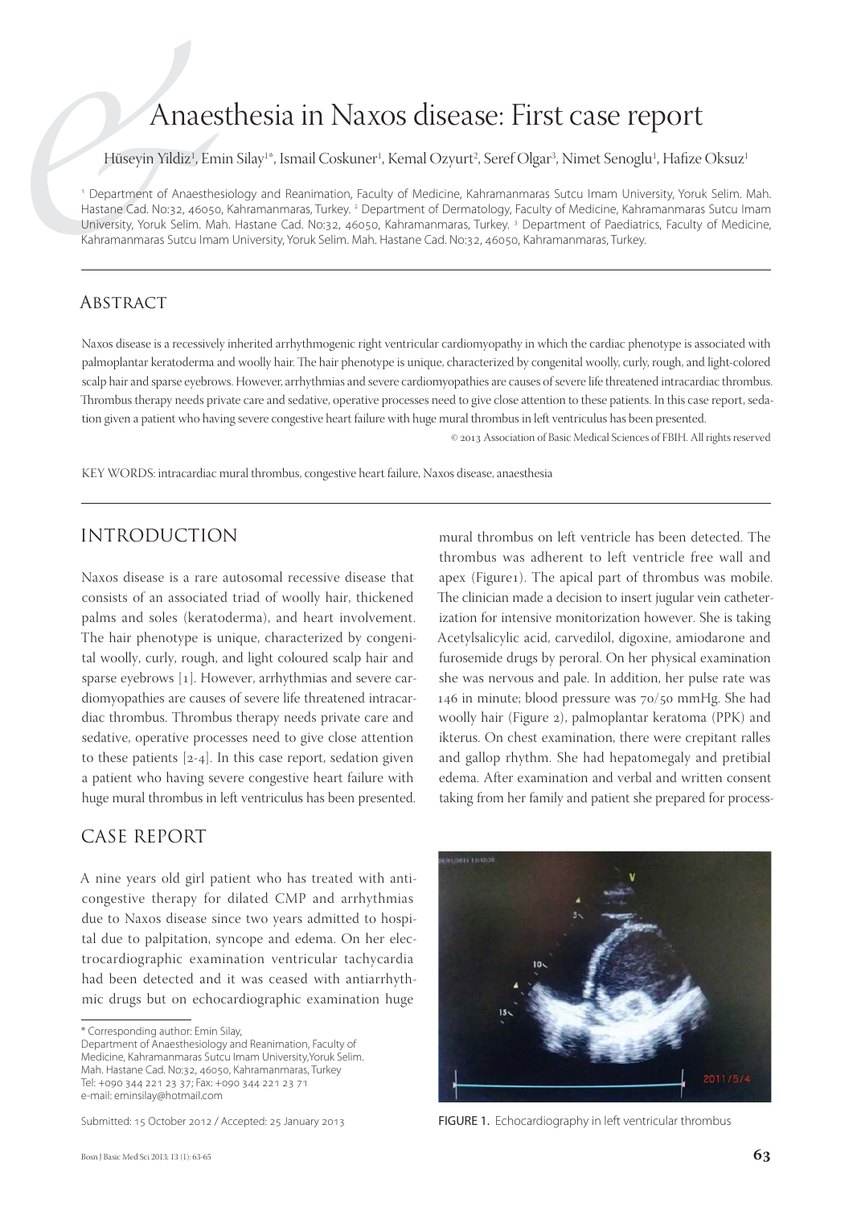# Anaesthesia in Naxos disease: First case report

Hüseyin Yildiz[1], Emin Silay[1*], Ismail Coskuner[1], Kemal Ozyurt[2], Seref Olgar[3], Nimet Senoglu[1], Hafize Oksuz[1]

[1] Department of Anaesthesiology and Reanimation, Faculty of Medicine, Kahramanmaras Sutcu Imam University, Yoruk Selim. Mah. Hastane Cad. No:32, 46050, Kahramanmaras, Turkey. [2] Department of Dermatology, Faculty of Medicine, Kahramanmaras Sutcu Imam University, Yoruk Selim. Mah. Hastane Cad. No:32, 46050, Kahramanmaras, Turkey. [3] Department of Paediatrics, Faculty of Medicine, Kahramanmaras Sutcu Imam University, Yoruk Selim. Mah. Hastane Cad. No:32, 46050, Kahramanmaras, Turkey.

## Abstract

Naxos disease is a recessively inherited arrhythmogenic right ventricular cardiomyopathy in which the cardiac phenotype is associated with palmoplantar keratoderma and woolly hair. The hair phenotype is unique, characterized by congenital woolly, curly, rough, and light-colored scalp hair and sparse eyebrows. However, arrhythmias and severe cardiomyopathies are causes of severe life threatened intracardiac thrombus. Thrombus therapy needs private care and sedative, operative processes need to give close attention to these patients. In this case report, sedation given a patient who having severe congestive heart failure with huge mural thrombus in left ventriculus has been presented.

© 2013 Association of Basic Medical Sciences of FBIH. All rights reserved

KEY WORDS: intracardiac mural thrombus, congestive heart failure, Naxos disease, anaesthesia

## Introduction

Naxos disease is a rare autosomal recessive disease that consists of an associated triad of woolly hair, thickened palms and soles (keratoderma), and heart involvement. The hair phenotype is unique, characterized by congenital woolly, curly, rough, and light coloured scalp hair and sparse eyebrows [1]. However, arrhythmias and severe cardiomyopathies are causes of severe life threatened intracardiac thrombus. Thrombus therapy needs private care and sedative, operative processes need to give close attention to these patients [2-4]. In this case report, sedation given a patient who having severe congestive heart failure with huge mural thrombus in left ventriculus has been presented.

## Case Report

A nine years old girl patient who has treated with anticongestive therapy for dilated CMP and arrhythmias due to Naxos disease since two years admitted to hospital due to palpitation, syncope and edema. On her electrocardiographic examination ventricular tachycardia had been detected and it was ceased with antiarrhythmic drugs but on echocardiographic examination huge mural thrombus on left ventricle has been detected. The thrombus was adherent to left ventricle free wall and apex (Figure1). The apical part of thrombus was mobile. The clinician made a decision to insert jugular vein catheterization for intensive monitorization however. She is taking Acetylsalicylic acid, carvedilol, digoxine, amiodarone and furosemide drugs by peroral. On her physical examination she was nervous and pale. In addition, her pulse rate was 146 in minute; blood pressure was 70/50 mmHg. She had woolly hair (Figure 2), palmoplantar keratoma (PPK) and ikterus. On chest examination, there were crepitant ralles and gallop rhythm. She had hepatomegaly and pretibial edema. After examination and verbal and written consent taking from her family and patient she prepared for process-

FIGURE 1. Echocardiography in left ventricular thrombus

\* Corresponding author: Emin Silay,
Department of Anaesthesiology and Reanimation, Faculty of Medicine, Kahramanmaras Sutcu Imam University,Yoruk Selim. Mah. Hastane Cad. No:32, 46050, Kahramanmaras, Turkey
Tel: +090 344 221 23 37; Fax: +090 344 221 23 71
e-mail: eminsilay@hotmail.com

Submitted: 15 October 2012 / Accepted: 25 January 2013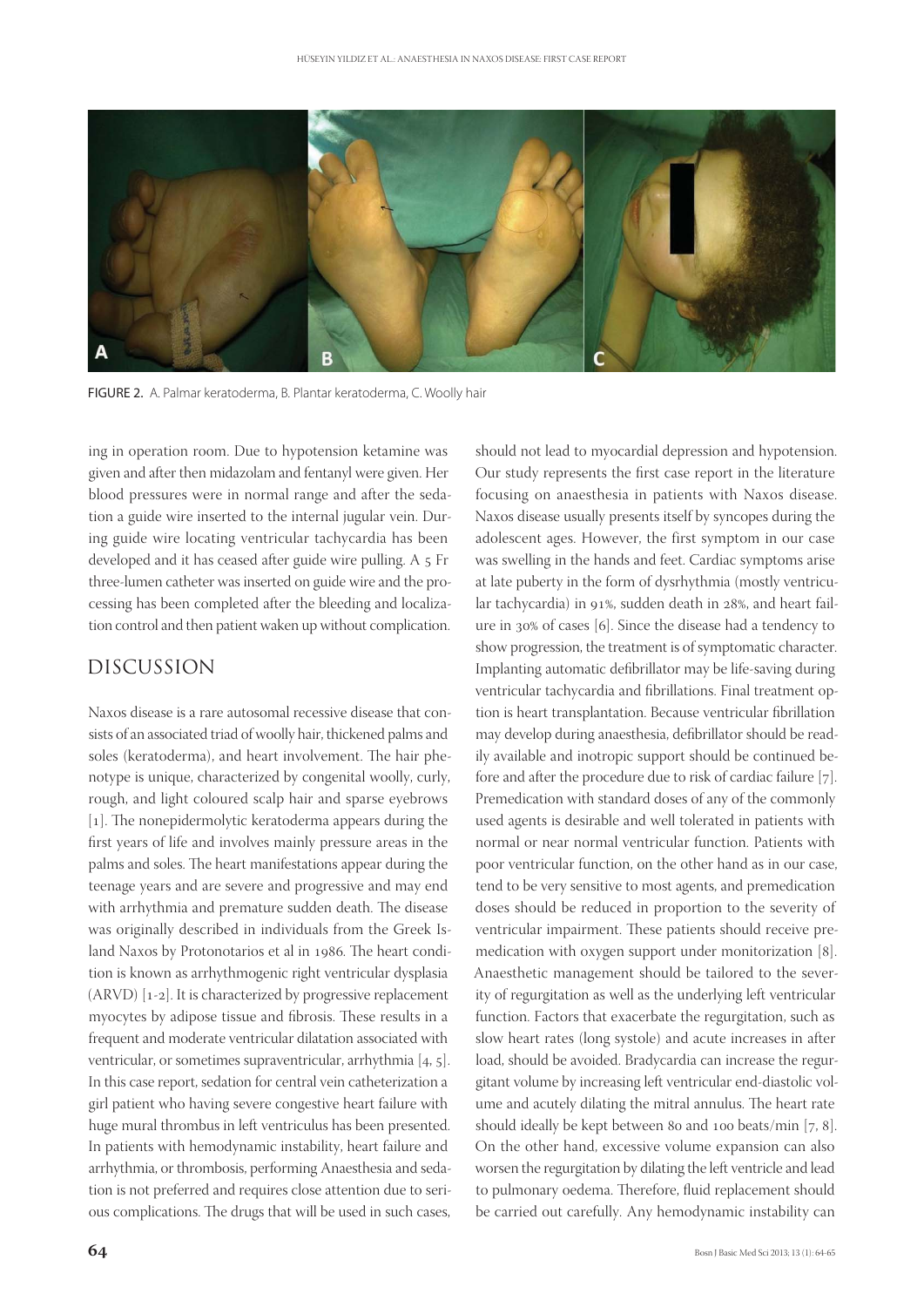FIGURE 2. A. Palmar keratoderma, B. Plantar keratoderma, C. Woolly hair

ing in operation room. Due to hypotension ketamine was given and after then midazolam and fentanyl were given. Her blood pressures were in normal range and after the sedation a guide wire inserted to the internal jugular vein. During guide wire locating ventricular tachycardia has been developed and it has ceased after guide wire pulling. A 5 Fr three-lumen catheter was inserted on guide wire and the processing has been completed after the bleeding and localization control and then patient waken up without complication.

## DISCUSSION

Naxos disease is a rare autosomal recessive disease that consists of an associated triad of woolly hair, thickened palms and soles (keratoderma), and heart involvement. The hair phenotype is unique, characterized by congenital woolly, curly, rough, and light coloured scalp hair and sparse eyebrows [1]. The nonepidermolytic keratoderma appears during the first years of life and involves mainly pressure areas in the palms and soles. The heart manifestations appear during the teenage years and are severe and progressive and may end with arrhythmia and premature sudden death. The disease was originally described in individuals from the Greek Island Naxos by Protonotarios et al in 1986. The heart condition is known as arrhythmogenic right ventricular dysplasia (ARVD) [1-2]. It is characterized by progressive replacement myocytes by adipose tissue and fibrosis. These results in a frequent and moderate ventricular dilatation associated with ventricular, or sometimes supraventricular, arrhythmia [4, 5]. In this case report, sedation for central vein catheterization a girl patient who having severe congestive heart failure with huge mural thrombus in left ventriculus has been presented. In patients with hemodynamic instability, heart failure and arrhythmia, or thrombosis, performing Anaesthesia and sedation is not preferred and requires close attention due to serious complications. The drugs that will be used in such cases, should not lead to myocardial depression and hypotension. Our study represents the first case report in the literature focusing on anaesthesia in patients with Naxos disease. Naxos disease usually presents itself by syncopes during the adolescent ages. However, the first symptom in our case was swelling in the hands and feet. Cardiac symptoms arise at late puberty in the form of dysrhythmia (mostly ventricular tachycardia) in 91%, sudden death in 28%, and heart failure in 30% of cases [6]. Since the disease had a tendency to show progression, the treatment is of symptomatic character. Implanting automatic defibrillator may be life-saving during ventricular tachycardia and fibrillations. Final treatment option is heart transplantation. Because ventricular fibrillation may develop during anaesthesia, defibrillator should be readily available and inotropic support should be continued before and after the procedure due to risk of cardiac failure [7]. Premedication with standard doses of any of the commonly used agents is desirable and well tolerated in patients with normal or near normal ventricular function. Patients with poor ventricular function, on the other hand as in our case, tend to be very sensitive to most agents, and premedication doses should be reduced in proportion to the severity of ventricular impairment. These patients should receive premedication with oxygen support under monitorization [8]. Anaesthetic management should be tailored to the severity of regurgitation as well as the underlying left ventricular function. Factors that exacerbate the regurgitation, such as slow heart rates (long systole) and acute increases in after load, should be avoided. Bradycardia can increase the regurgitant volume by increasing left ventricular end-diastolic volume and acutely dilating the mitral annulus. The heart rate should ideally be kept between 80 and 100 beats/min [7, 8]. On the other hand, excessive volume expansion can also worsen the regurgitation by dilating the left ventricle and lead to pulmonary oedema. Therefore, fluid replacement should be carried out carefully. Any hemodynamic instability can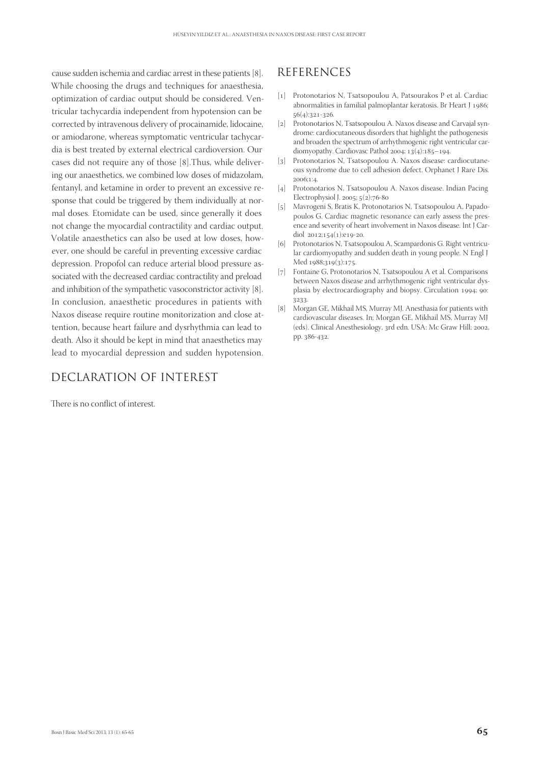cause sudden ischemia and cardiac arrest in these patients [8]. While choosing the drugs and techniques for anaesthesia, optimization of cardiac output should be considered. Ventricular tachycardia independent from hypotension can be corrected by intravenous delivery of procainamide, lidocaine, or amiodarone, whereas symptomatic ventricular tachycardia is best treated by external electrical cardioversion. Our cases did not require any of those [8].Thus, while delivering our anaesthetics, we combined low doses of midazolam, fentanyl, and ketamine in order to prevent an excessive response that could be triggered by them individually at normal doses. Etomidate can be used, since generally it does not change the myocardial contractility and cardiac output. Volatile anaesthetics can also be used at low doses, however, one should be careful in preventing excessive cardiac depression. Propofol can reduce arterial blood pressure associated with the decreased cardiac contractility and preload and inhibition of the sympathetic vasoconstrictor activity [8]. In conclusion, anaesthetic procedures in patients with Naxos disease require routine monitorization and close attention, because heart failure and dysrhythmia can lead to death. Also it should be kept in mind that anaesthetics may lead to myocardial depression and sudden hypotension.

## DECLARATION OF INTEREST

There is no conflict of interest.

## REFERENCES

[1] Protonotarios N, Tsatsopoulou A, Patsourakos P et al. Cardiac abnormalities in familial palmoplantar keratosis. Br Heart J 1986; 56(4):321-326.

[2] Protonotarios N, Tsatsopoulou A. Naxos disease and Carvajal syndrome: cardiocutaneous disorders that highlight the pathogenesis and broaden the spectrum of arrhythmogenic right ventricular cardiomyopathy. Cardiovasc Pathol 2004; 13(4):185–194.

[3] Protonotarios N, Tsatsopoulou A. Naxos disease: cardiocutaneous syndrome due to cell adhesion defect. Orphanet J Rare Dis. 2006;1:4.

[4] Protonotarios N, Tsatsopoulou A. Naxos disease. Indian Pacing Electrophysiol J. 2005; 5(2):76-80

[5] Mavrogeni S, Bratis K, Protonotarios N, Tsatsopoulou A, Papadopoulos G. Cardiac magnetic resonance can early assess the presence and severity of heart involvement in Naxos disease. Int J Cardiol 2012;154(1):e19-20.

[6] Protonotarios N, Tsatsopoulou A, Scampardonis G. Right ventricular cardiomyopathy and sudden death in young people. N Engl J Med 1988;319(3):175.

[7] Fontaine G, Protonotarios N, Tsatsopoulou A et al. Comparisons between Naxos disease and arrhythmogenic right ventricular dysplasia by electrocardiography and biopsy. Circulation 1994; 90: 3233.

[8] Morgan GE, Mikhail MS, Murray MJ. Anesthasia for patients with cardiovascular diseases. In; Morgan GE, Mikhail MS, Murray MJ (eds). Clinical Anesthesiology, 3rd edn. USA: Mc Graw Hill; 2002, pp. 386-432.